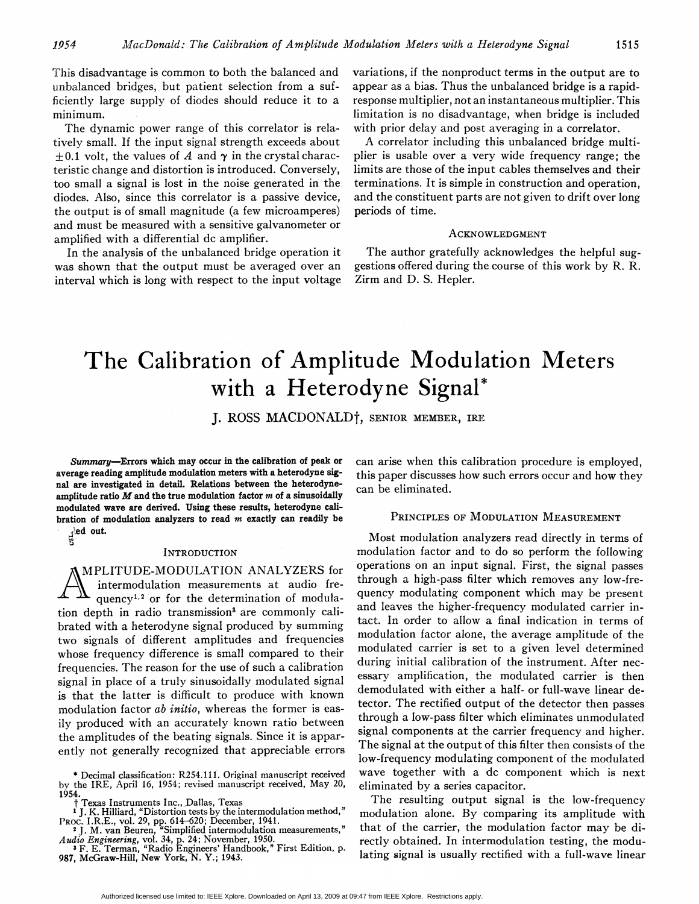This disadvantage is common to both the balanced and unbalanced bridges, but patient selection from a sufficiently large supply of diodes should reduce it to a minimum.

The dynamic power range of this correlator is relatively small. If the input signal strength exceeds about $\pm 0.1$ volt, the values of $A$ and $\gamma$ in the crystal characteristic change and distortion is introduced. Conversely, too small a signal is lost in the noise generated in the diodes. Also, since this correlator is a passive device, the output is of small magnitude (a few microamperes) and must be measured with a sensitive galvanometer or amplified with a differential dc amplifier.

In the analysis of the unbalanced bridge operation it was shown that the output must be averaged over an interval which is long with respect to the input voltage variations, if the nonproduct terms in the output are to appear as a bias. Thus the unbalanced bridge is a rapid-response multiplier, not an instantaneous multiplier. This limitation is no disadvantage, when bridge is included with prior delay and post averaging in a correlator.

A correlator including this unbalanced bridge multiplier is usable over a very wide frequency range; the limits are those of the input cables themselves and their terminations. It is simple in construction and operation, and the constituent parts are not given to drift over long periods of time.

### Acknowledgment

The author gratefully acknowledges the helpful suggestions offered during the course of this work by R. R. Zirm and D. S. Hepler.

# The Calibration of Amplitude Modulation Meters with a Heterodyne Signal*

J. ROSS MACDONALD†, SENIOR MEMBER, IRE

**Summary—Errors which may occur in the calibration of peak or average reading amplitude modulation meters with a heterodyne signal are investigated in detail. Relations between the heterodyne-amplitude ratio $M$ and the true modulation factor $m$ of a sinusoidally modulated wave are derived. Using these results, heterodyne calibration of modulation analyzers to read $m$ exactly can readily be carried out.**

### Introduction

Amplitude-modulation analyzers for intermodulation measurements at audio frequency[1,2] or for the determination of modulation depth in radio transmission[3] are commonly calibrated with a heterodyne signal produced by summing two signals of different amplitudes and frequencies whose frequency difference is small compared to their frequencies. The reason for the use of such a calibration signal in place of a truly sinusoidally modulated signal is that the latter is difficult to produce with known modulation factor *ab initio*, whereas the former is easily produced with an accurately known ratio between the amplitudes of the beating signals. Since it is apparently not generally recognized that appreciable errors can arise when this calibration procedure is employed, this paper discusses how such errors occur and how they can be eliminated.

### Principles of Modulation Measurement

Most modulation analyzers read directly in terms of modulation factor and to do so perform the following operations on an input signal. First, the signal passes through a high-pass filter which removes any low-frequency modulating component which may be present and leaves the higher-frequency modulated carrier intact. In order to allow a final indication in terms of modulation factor alone, the average amplitude of the modulated carrier is set to a given level determined during initial calibration of the instrument. After necessary amplification, the modulated carrier is then demodulated with either a half- or full-wave linear detector. The rectified output of the detector then passes through a low-pass filter which eliminates unmodulated signal components at the carrier frequency and higher. The signal at the output of this filter then consists of the low-frequency modulating component of the modulated wave together with a dc component which is next eliminated by a series capacitor.

The resulting output signal is the low-frequency modulation alone. By comparing its amplitude with that of the carrier, the modulation factor may be directly obtained. In intermodulation testing, the modulating signal is usually rectified with a full-wave linear

\* Decimal classification: R254.111. Original manuscript received by the IRE, April 16, 1954; revised manuscript received, May 20, 1954.

† Texas Instruments Inc., Dallas, Texas

[1] J. K. Hilliard, "Distortion tests by the intermodulation method," Proc. I.R.E., vol. 29, pp. 614–620; December, 1941.

[2] J. M. van Beuren, "Simplified intermodulation measurements," *Audio Engineering*, vol. 34, p. 24; November, 1950.

[3] F. E. Terman, "Radio Engineers' Handbook," First Edition, p. 987, McGraw-Hill, New York, N. Y.; 1943.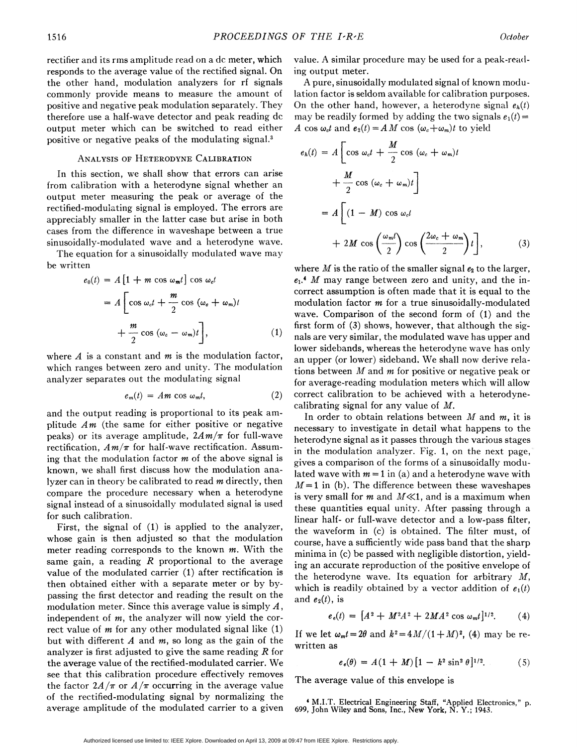rectifier and its rms amplitude read on a dc meter, which responds to the average value of the rectified signal. On the other hand, modulation analyzers for rf signals commonly provide means to measure the amount of positive and negative peak modulation separately. They therefore use a half-wave detector and peak reading dc output meter which can be switched to read either positive or negative peaks of the modulating signal.[3]

## Analysis of Heterodyne Calibration

In this section, we shall show that errors can arise from calibration with a heterodyne signal whether an output meter measuring the peak or average of the rectified-modulating signal is employed. The errors are appreciably smaller in the latter case but arise in both cases from the difference in waveshape between a true sinusoidally-modulated wave and a heterodyne wave.

The equation for a sinusoidally modulated wave may be written

$$e_0(t) = A[1 + m \cos \omega_m t] \cos \omega_c t$$
$$= A\left[\cos \omega_c t + \frac{m}{2} \cos (\omega_c + \omega_m)t + \frac{m}{2} \cos (\omega_c - \omega_m)t\right], \tag{1}$$

where $A$ is a constant and $m$ is the modulation factor, which ranges between zero and unity. The modulation analyzer separates out the modulating signal

$$e_m(t) = Am \cos \omega_m t, \tag{2}$$

and the output reading is proportional to its peak amplitude $Am$ (the same for either positive or negative peaks) or its average amplitude, $2Am/\pi$ for full-wave rectification, $Am/\pi$ for half-wave rectification. Assuming that the modulation factor $m$ of the above signal is known, we shall first discuss how the modulation analyzer can in theory be calibrated to read $m$ directly, then compare the procedure necessary when a heterodyne signal instead of a sinusoidally modulated signal is used for such calibration.

First, the signal of (1) is applied to the analyzer, whose gain is then adjusted so that the modulation meter reading corresponds to the known $m$. With the same gain, a reading $R$ proportional to the average value of the modulated carrier (1) after rectification is then obtained either with a separate meter or by bypassing the first detector and reading the result on the modulation meter. Since this average value is simply $A$, independent of $m$, the analyzer will now yield the correct value of $m$ for any other modulated signal like (1) but with different $A$ and $m$, so long as the gain of the analyzer is first adjusted to give the same reading $R$ for the average value of the rectified-modulated carrier. We see that this calibration procedure effectively removes the factor $2A/\pi$ or $A/\pi$ occurring in the average value of the rectified-modulating signal by normalizing the average amplitude of the modulated carrier to a given value. A similar procedure may be used for a peak-reading output meter.

A pure, sinusoidally modulated signal of known modulation factor is seldom available for calibration purposes. On the other hand, however, a heterodyne signal $e_h(t)$ may be readily formed by adding the two signals $e_1(t) = A \cos \omega_c t$ and $e_2(t) = AM \cos (\omega_c + \omega_m)t$ to yield

$$e_h(t) = A\left[\cos \omega_c t + \frac{M}{2} \cos (\omega_c + \omega_m)t + \frac{M}{2} \cos (\omega_c + \omega_m)t\right]$$
$$= A\left[(1 - M) \cos \omega_c t + 2M \cos \left(\frac{\omega_m t}{2}\right) \cos \left(\frac{2\omega_c + \omega_m}{2}\right)t\right], \tag{3}$$

where $M$ is the ratio of the smaller signal $e_2$ to the larger, $e_1$.[4] $M$ may range between zero and unity, and the incorrect assumption is often made that it is equal to the modulation factor $m$ for a true sinusoidally-modulated wave. Comparison of the second form of (1) and the first form of (3) shows, however, that although the signals are very similar, the modulated wave has upper and lower sidebands, whereas the heterodyne wave has only an upper (or lower) sideband. We shall now derive relations between $M$ and $m$ for positive or negative peak or for average-reading modulation meters which will allow correct calibration to be achieved with a heterodyne-calibrating signal for any value of $M$.

In order to obtain relations between $M$ and $m$, it is necessary to investigate in detail what happens to the heterodyne signal as it passes through the various stages in the modulation analyzer. Fig. 1, on the next page, gives a comparison of the forms of a sinusoidally modulated wave with $m = 1$ in (a) and a heterodyne wave with $M = 1$ in (b). The difference between these waveshapes is very small for $m$ and $M \ll 1$, and is a maximum when these quantities equal unity. After passing through a linear half- or full-wave detector and a low-pass filter, the waveform in (c) is obtained. The filter must, of course, have a sufficiently wide pass band that the sharp minima in (c) be passed with negligible distortion, yielding an accurate reproduction of the positive envelope of the heterodyne wave. Its equation for arbitrary $M$, which is readily obtained by a vector addition of $e_1(t)$ and $e_2(t)$, is

$$e_e(t) = [A^2 + M^2A^2 + 2MA^2 \cos \omega_m t]^{1/2}. \tag{4}$$

If we let $\omega_m t = 2\theta$ and $k^2 = 4M/(1+M)^2$, (4) may be rewritten as

$$e_e(\theta) = A(1 + M)[1 - k^2 \sin^2 \theta]^{1/2}. \tag{5}$$

The average value of this envelope is

[4] M.I.T. Electrical Engineering Staff, "Applied Electronics," p. 699, John Wiley and Sons, Inc., New York, N. Y.; 1943.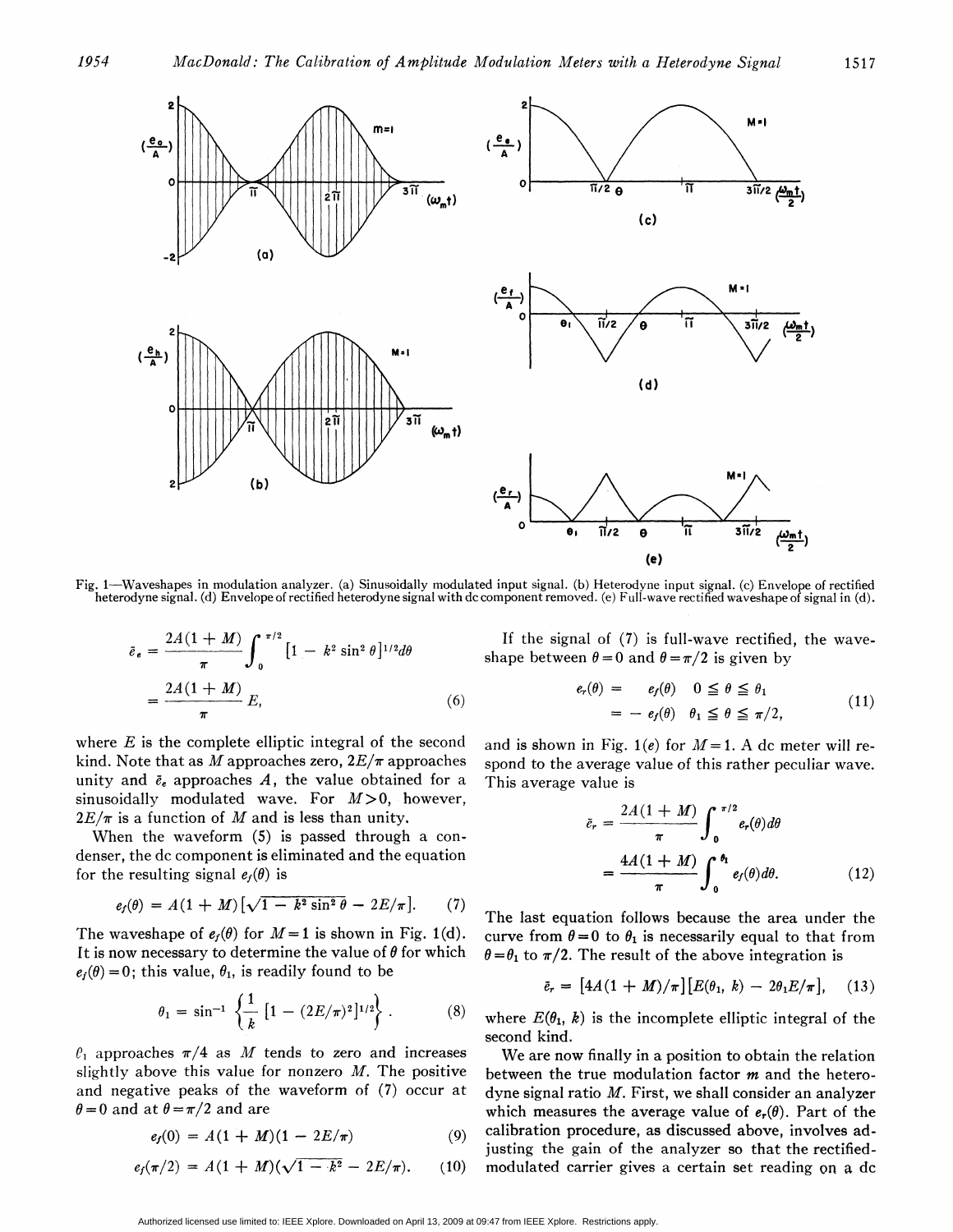Fig. 1—Waveshapes in modulation analyzer. (a) Sinusoidally modulated input signal. (b) Heterodyne input signal. (c) Envelope of rectified heterodyne signal. (d) Envelope of rectified heterodyne signal with dc component removed. (e) Full-wave rectified waveshape of signal in (d).

$$\bar{e}_e = \frac{2A(1+M)}{\pi} \int_0^{\pi/2} [1 - k^2 \sin^2 \theta]^{1/2} d\theta$$
$$= \frac{2A(1+M)}{\pi} E, \tag{6}$$

where $E$ is the complete elliptic integral of the second kind. Note that as $M$ approaches zero, $2E/\pi$ approaches unity and $\bar{e}_e$ approaches $A$, the value obtained for a sinusoidally modulated wave. For $M>0$, however, $2E/\pi$ is a function of $M$ and is less than unity.

When the waveform (5) is passed through a condenser, the dc component is eliminated and the equation for the resulting signal $e_f(\theta)$ is

$$e_f(\theta) = A(1+M)[\sqrt{1 - k^2 \sin^2 \theta} - 2E/\pi]. \tag{7}$$

The waveshape of $e_f(\theta)$ for $M=1$ is shown in Fig. 1(d). It is now necessary to determine the value of $\theta$ for which $e_f(\theta)=0$; this value, $\theta_1$, is readily found to be

$$\theta_1 = \sin^{-1}\left\{\frac{1}{k}[1 - (2E/\pi)^2]^{1/2}\right\}. \tag{8}$$

$\theta_1$ approaches $\pi/4$ as $M$ tends to zero and increases slightly above this value for nonzero $M$. The positive and negative peaks of the waveform of (7) occur at $\theta=0$ and at $\theta=\pi/2$ and are

$$e_f(0) = A(1+M)(1 - 2E/\pi) \tag{9}$$

$$e_f(\pi/2) = A(1+M)(\sqrt{1-k^2} - 2E/\pi). \tag{10}$$

If the signal of (7) is full-wave rectified, the waveshape between $\theta=0$ and $\theta=\pi/2$ is given by

$$\begin{aligned} e_r(\theta) &= \quad e_f(\theta) \quad 0 \leqq \theta \leqq \theta_1 \\ &= -e_f(\theta) \quad \theta_1 \leqq \theta \leqq \pi/2, \end{aligned} \tag{11}$$

and is shown in Fig. 1(e) for $M=1$. A dc meter will respond to the average value of this rather peculiar wave. This average value is

$$\bar{e}_r = \frac{2A(1+M)}{\pi} \int_0^{\pi/2} e_r(\theta) d\theta$$
$$= \frac{4A(1+M)}{\pi} \int_0^{\theta_1} e_f(\theta) d\theta. \tag{12}$$

The last equation follows because the area under the curve from $\theta=0$ to $\theta_1$ is necessarily equal to that from $\theta=\theta_1$ to $\pi/2$. The result of the above integration is

$$\bar{e}_r = [4A(1+M)/\pi][E(\theta_1, k) - 2\theta_1 E/\pi], \tag{13}$$

where $E(\theta_1, k)$ is the incomplete elliptic integral of the second kind.

We are now finally in a position to obtain the relation between the true modulation factor $m$ and the heterodyne signal ratio $M$. First, we shall consider an analyzer which measures the average value of $e_r(\theta)$. Part of the calibration procedure, as discussed above, involves adjusting the gain of the analyzer so that the rectified-modulated carrier gives a certain set reading on a dc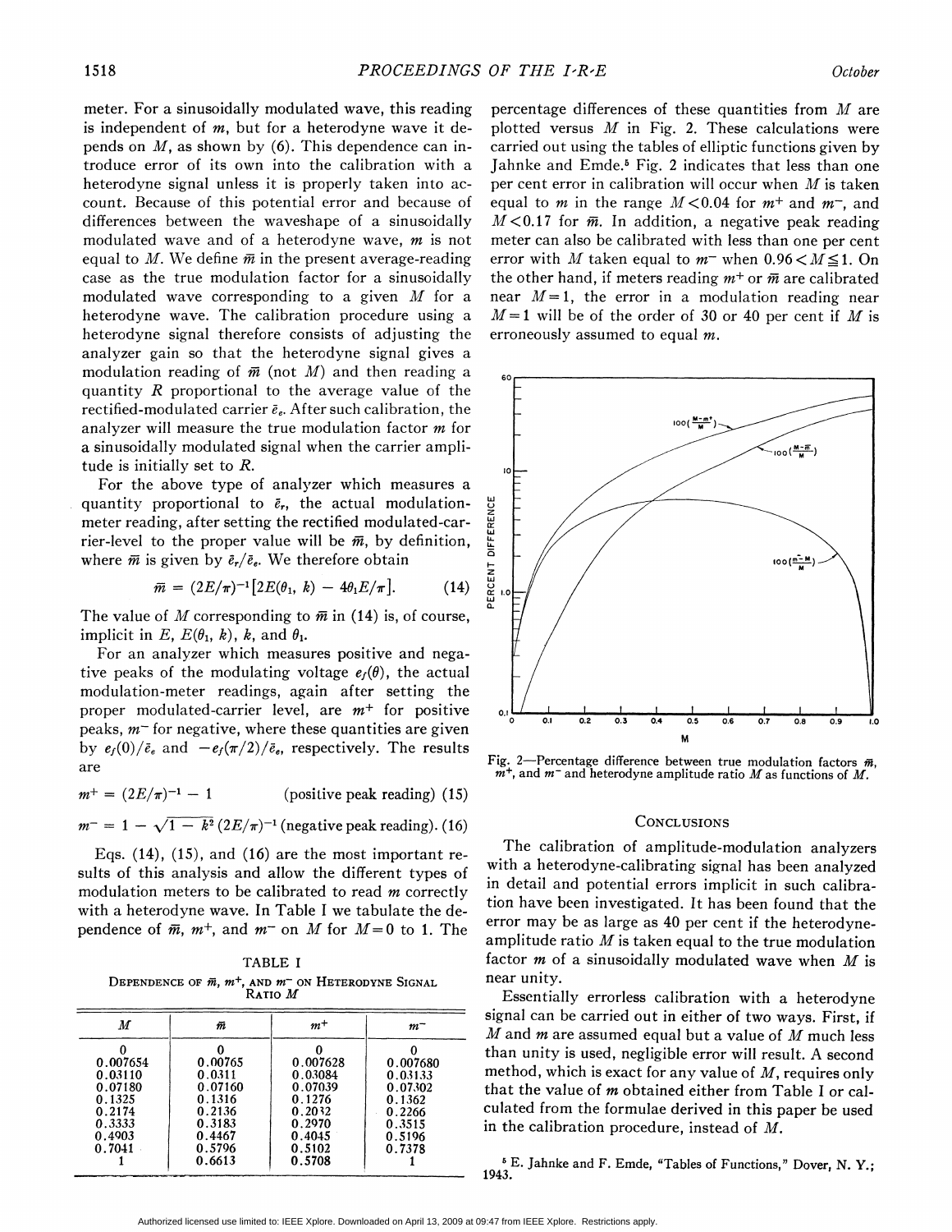meter. For a sinusoidally modulated wave, this reading is independent of $m$, but for a heterodyne wave it depends on $M$, as shown by (6). This dependence can introduce error of its own into the calibration with a heterodyne signal unless it is properly taken into account. Because of this potential error and because of differences between the waveshape of a sinusoidally modulated wave and of a heterodyne wave, $m$ is not equal to $M$. We define $\bar{m}$ in the present average-reading case as the true modulation factor for a sinusoidally modulated wave corresponding to a given $M$ for a heterodyne wave. The calibration procedure using a heterodyne signal therefore consists of adjusting the analyzer gain so that the heterodyne signal gives a modulation reading of $\bar{m}$ (not $M$) and then reading a quantity $R$ proportional to the average value of the rectified-modulated carrier $\bar{e}_e$. After such calibration, the analyzer will measure the true modulation factor $m$ for a sinusoidally modulated signal when the carrier amplitude is initially set to $R$.

For the above type of analyzer which measures a quantity proportional to $\bar{e}_r$, the actual modulation-meter reading, after setting the rectified modulated-carrier-level to the proper value will be $\bar{m}$, by definition, where $\bar{m}$ is given by $\bar{e}_r/\bar{e}_e$. We therefore obtain

$$\bar{m} = (2E/\pi)^{-1}[2E(\theta_1, k) - 4\theta_1 E/\pi]. \tag{14}$$

The value of $M$ corresponding to $\bar{m}$ in (14) is, of course, implicit in $E$, $E(\theta_1, k)$, $k$, and $\theta_1$.

For an analyzer which measures positive and negative peaks of the modulating voltage $e_f(\theta)$, the actual modulation-meter readings, again after setting the proper modulated-carrier level, are $m^+$ for positive peaks, $m^-$ for negative, where these quantities are given by $e_f(0)/\bar{e}_e$ and $-e_f(\pi/2)/\bar{e}_e$, respectively. The results are

$$m^+ = (2E/\pi)^{-1} - 1 \qquad \text{(positive peak reading)} \tag{15}$$

$$m^- = 1 - \sqrt{1 - k^2}\,(2E/\pi)^{-1} \qquad \text{(negative peak reading)}. \tag{16}$$

Eqs. (14), (15), and (16) are the most important results of this analysis and allow the different types of modulation meters to be calibrated to read $m$ correctly with a heterodyne wave. In Table I we tabulate the dependence of $\bar{m}$, $m^+$, and $m^-$ on $M$ for $M=0$ to 1. The percentage differences of these quantities from $M$ are plotted versus $M$ in Fig. 2. These calculations were carried out using the tables of elliptic functions given by Jahnke and Emde.[5] Fig. 2 indicates that less than one per cent error in calibration will occur when $M$ is taken equal to $m$ in the range $M<0.04$ for $m^+$ and $m^-$, and $M<0.17$ for $\bar{m}$. In addition, a negative peak reading meter can also be calibrated with less than one per cent error with $M$ taken equal to $m^-$ when $0.96<M\leq 1$. On the other hand, if meters reading $m^+$ or $\bar{m}$ are calibrated near $M=1$, the error in a modulation reading near $M=1$ will be of the order of 30 or 40 per cent if $M$ is erroneously assumed to equal $m$.

TABLE I
DEPENDENCE OF $\bar{m}$, $m^+$, AND $m^-$ ON HETERODYNE SIGNAL RATIO $M$

| $M$ | $\bar{m}$ | $m^+$ | $m^-$ |
|---|---|---|---|
| 0 | 0 | 0 | 0 |
| 0.007654 | 0.00765 | 0.007628 | 0.007680 |
| 0.03110 | 0.0311 | 0.03084 | 0.03133 |
| 0.07180 | 0.07160 | 0.07039 | 0.07302 |
| 0.1325 | 0.1316 | 0.1276 | 0.1362 |
| 0.2174 | 0.2136 | 0.2032 | 0.2266 |
| 0.3333 | 0.3183 | 0.2970 | 0.3515 |
| 0.4903 | 0.4467 | 0.4045 | 0.5196 |
| 0.7041 | 0.5796 | 0.5102 | 0.7378 |
| 1 | 0.6613 | 0.5708 | 1 |

60
10
1.0
0.1
PERCENT DIFFERENCE
$100\left(\frac{M-m^+}{M}\right)$
$100\left(\frac{M-\bar{m}}{M}\right)$
$100\left(\frac{m^--M}{M}\right)$
0 0.1 0.2 0.3 0.4 0.5 0.6 0.7 0.8 0.9 1.0
M

Fig. 2—Percentage difference between true modulation factors $\bar{m}$, $m^+$, and $m^-$ and heterodyne amplitude ratio $M$ as functions of $M$.

## Conclusions

The calibration of amplitude-modulation analyzers with a heterodyne-calibrating signal has been analyzed in detail and potential errors implicit in such calibration have been investigated. It has been found that the error may be as large as 40 per cent if the heterodyne-amplitude ratio $M$ is taken equal to the true modulation factor $m$ of a sinusoidally modulated wave when $M$ is near unity.

Essentially errorless calibration with a heterodyne signal can be carried out in either of two ways. First, if $M$ and $m$ are assumed equal but a value of $M$ much less than unity is used, negligible error will result. A second method, which is exact for any value of $M$, requires only that the value of $m$ obtained either from Table I or calculated from the formulae derived in this paper be used in the calibration procedure, instead of $M$.

[5] E. Jahnke and F. Emde, "Tables of Functions," Dover, N. Y.; 1943.